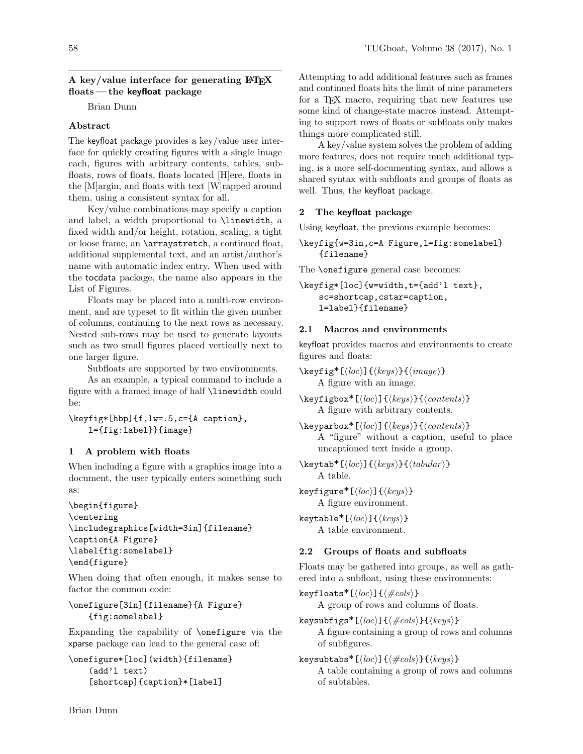## A key/value interface for generating LaTeX floats — the keyfloat package

Brian Dunn

### Abstract

The keyfloat package provides a key/value user interface for quickly creating figures with a single image each, figures with arbitrary contents, tables, subfloats, rows of floats, floats located [H]ere, floats in the [M]argin, and floats with text [W]rapped around them, using a consistent syntax for all.

Key/value combinations may specify a caption and label, a width proportional to `\linewidth`, a fixed width and/or height, rotation, scaling, a tight or loose frame, an `\arraystretch`, a continued float, additional supplemental text, and an artist/author's name with automatic index entry. When used with the tocdata package, the name also appears in the List of Figures.

Floats may be placed into a multi-row environment, and are typeset to fit within the given number of columns, continuing to the next rows as necessary. Nested sub-rows may be used to generate layouts such as two small figures placed vertically next to one larger figure.

Subfloats are supported by two environments.

As an example, a typical command to include a figure with a framed image of half `\linewidth` could be:

```
\keyfig*[hbp]{f,lw=.5,c={A caption},
    l={fig:label}}{image}
```

### 1 A problem with floats

When including a figure with a graphics image into a document, the user typically enters something such as:

```
\begin{figure}
\centering
\includegraphics[width=3in]{filename}
\caption{A Figure}
\label{fig:somelabel}
\end{figure}
```

When doing that often enough, it makes sense to factor the common code:

```
\onefigure[3in]{filename}{A Figure}
    {fig:somelabel}
```

Expanding the capability of `\onefigure` via the xparse package can lead to the general case of:

```
\onefigure*[loc](width){filename}
    (add'l text)
    [shortcap]{caption}*[label]
```

Attempting to add additional features such as frames and continued floats hits the limit of nine parameters for a TeX macro, requiring that new features use some kind of change-state macros instead. Attempting to support rows of floats or subfloats only makes things more complicated still.

A key/value system solves the problem of adding more features, does not require much additional typing, is a more self-documenting syntax, and allows a shared syntax with subfloats and groups of floats as well. Thus, the keyfloat package.

### 2 The keyfloat package

Using keyfloat, the previous example becomes:

```
\keyfig{w=3in,c=A Figure,l=fig:somelabel}
    {filename}
```

The `\onefigure` general case becomes:

```
\keyfig*[loc]{w=width,t={add'l text},
    sc=shortcap,cstar=caption,
    l=label}{filename}
```

#### 2.1 Macros and environments

keyfloat provides macros and environments to create figures and floats:

`\keyfig*[⟨loc⟩]{⟨keys⟩}{⟨image⟩}`
A figure with an image.

`\keyfigbox*[⟨loc⟩]{⟨keys⟩}{⟨contents⟩}`
A figure with arbitrary contents.

`\keyparbox*[⟨loc⟩]{⟨keys⟩}{⟨contents⟩}`
A "figure" without a caption, useful to place uncaptioned text inside a group.

`\keytab*[⟨loc⟩]{⟨keys⟩}{⟨tabular⟩}`
A table.

`keyfigure*[⟨loc⟩]{⟨keys⟩}`
A figure environment.

`keytable*[⟨loc⟩]{⟨keys⟩}`
A table environment.

#### 2.2 Groups of floats and subfloats

Floats may be gathered into groups, as well as gathered into a subfloat, using these environments:

`keyfloats*[⟨loc⟩]{⟨#cols⟩}`
A group of rows and columns of floats.

`keysubfigs*[⟨loc⟩]{⟨#cols⟩}{⟨keys⟩}`
A figure containing a group of rows and columns of subfigures.

`keysubtabs*[⟨loc⟩]{⟨#cols⟩}{⟨keys⟩}`
A table containing a group of rows and columns of subtables.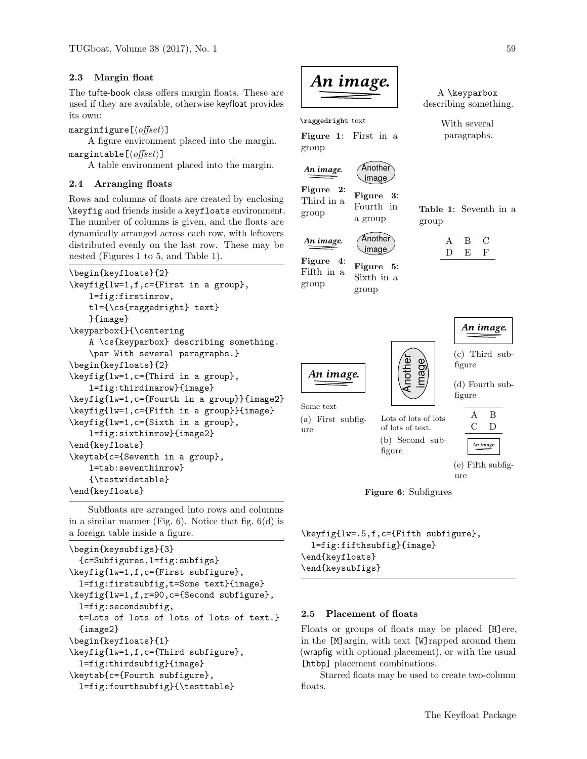### 2.3 Margin float

The tufte-book class offers margin floats. These are used if they are available, otherwise keyfloat provides its own:

marginfigure[⟨*offset*⟩]
    A figure environment placed into the margin.

margintable[⟨*offset*⟩]
    A table environment placed into the margin.

### 2.4 Arranging floats

Rows and columns of floats are created by enclosing \keyfig and friends inside a keyfloats environment. The number of columns is given, and the floats are dynamically arranged across each row, with leftovers distributed evenly on the last row. These may be nested (Figures 1 to 5, and Table 1).

```
\begin{keyfloats}{2}
\keyfig{lw=1,f,c={First in a group},
    l=fig:firstinrow,
    tl={\cs{raggedright} text}
    }{image}
\keyparbox{}{\centering
    A \cs{keyparbox} describing something.
    \par With several paragraphs.}
\begin{keyfloats}{2}
\keyfig{lw=1,c={Third in a group},
    l=fig:thirdinarow}{image}
\keyfig{lw=1,c={Fourth in a group}}{image2}
\keyfig{lw=1,c={Fifth in a group}}{image}
\keyfig{lw=1,c={Sixth in a group},
    l=fig:sixthinrow}{image2}
\end{keyfloats}
\keytab{c={Seventh in a group},
    l=tab:seventhinrow}
    {\testwidetable}
\end{keyfloats}
```

Subfloats are arranged into rows and columns in a similar manner (Fig. 6). Notice that fig. 6(d) is a foreign table inside a figure.

```
\begin{keysubfigs}{3}
  {c=Subfigures,l=fig:subfigs}
\keyfig{lw=1,f,c={First subfigure},
  l=fig:firstsubfig,t=Some text}{image}
\keyfig{lw=1,f,r=90,c={Second subfigure},
  l=fig:secondsubfig,
  t=Lots of lots of lots of lots of text.}
  {image2}
\begin{keyfloats}{1}
\keyfig{lw=1,f,c={Third subfigure},
  l=fig:thirdsubfig}{image}
\keytab{c={Fourth subfigure},
  l=fig:fourthsubfig}{\testtable}
```

An image.

\raggedright text

**Figure 1**: First in a group

A \keyparbox describing something.

With several paragraphs.

An image.

**Figure 2**: Third in a group

Another image

**Figure 3**: Fourth in a group

**Table 1**: Seventh in a group

| | | |
|---|---|---|
| A | B | C |
| D | E | F |

An image.

**Figure 4**: Fifth in a group

Another image

**Figure 5**: Sixth in a group

An image.

Some text

(a) First subfigure

Another image

Lots of lots of lots of lots of text.

(b) Second subfigure

An image.

(c) Third subfigure

(d) Fourth subfigure

| | |
|---|---|
| A | B |
| C | D |

An image.

(e) Fifth subfigure

**Figure 6**: Subfigures

```
\keyfig{lw=.5,f,c={Fifth subfigure},
  l=fig:fifthsubfig}{image}
\end{keyfloats}
\end{keysubfigs}
```

### 2.5 Placement of floats

Floats or groups of floats may be placed [H]ere, in the [M]argin, with text [W]rapped around them (wrapfig with optional placement), or with the usual [htbp] placement combinations.

Starred floats may be used to create two-column floats.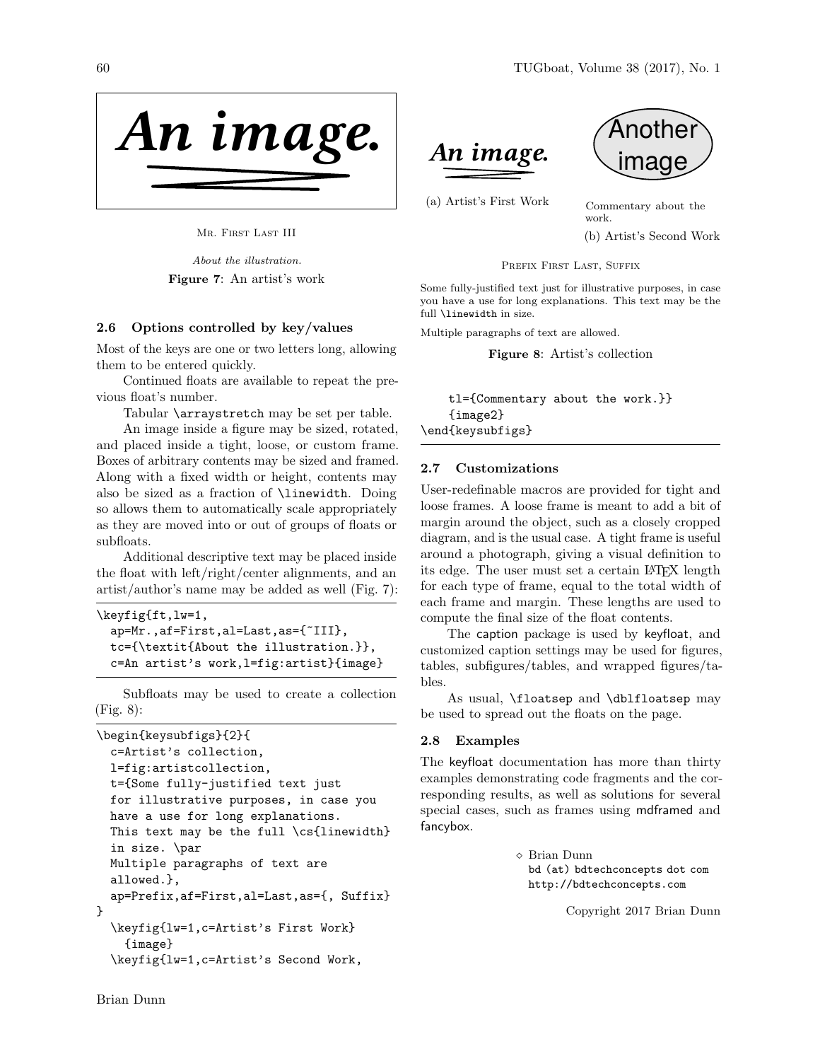An image.

Mr. First Last III

*About the illustration.*

**Figure 7**: An artist's work

### 2.6 Options controlled by key/values

Most of the keys are one or two letters long, allowing them to be entered quickly.

Continued floats are available to repeat the previous float's number.

Tabular `\arraystretch` may be set per table.

An image inside a figure may be sized, rotated, and placed inside a tight, loose, or custom frame. Boxes of arbitrary contents may be sized and framed. Along with a fixed width or height, contents may also be sized as a fraction of `\linewidth`. Doing so allows them to automatically scale appropriately as they are moved into or out of groups of floats or subfloats.

Additional descriptive text may be placed inside the float with left/right/center alignments, and an artist/author's name may be added as well (Fig. 7):

```
\keyfig{ft,lw=1,
  ap=Mr.,af=First,al=Last,as={~III},
  tc={\textit{About the illustration.}},
  c=An artist's work,l=fig:artist}{image}
```

Subfloats may be used to create a collection (Fig. 8):

An image.

(a) Artist's First Work

Another image

Commentary about the work.

(b) Artist's Second Work

Prefix First Last, Suffix

Some fully-justified text just for illustrative purposes, in case you have a use for long explanations. This text may be the full `\linewidth` in size.

Multiple paragraphs of text are allowed.

**Figure 8**: Artist's collection

```
\begin{keysubfigs}{2}{
  c=Artist's collection,
  l=fig:artistcollection,
  t={Some fully-justified text just
  for illustrative purposes, in case you
  have a use for long explanations.
  This text may be the full \cs{linewidth}
  in size. \par
  Multiple paragraphs of text are
  allowed.},
  ap=Prefix,af=First,al=Last,as={, Suffix}
}
  \keyfig{lw=1,c=Artist's First Work}
    {image}
  \keyfig{lw=1,c=Artist's Second Work,
    tl={Commentary about the work.}}
    {image2}
\end{keysubfigs}
```

### 2.7 Customizations

User-redefinable macros are provided for tight and loose frames. A loose frame is meant to add a bit of margin around the object, such as a closely cropped diagram, and is the usual case. A tight frame is useful around a photograph, giving a visual definition to its edge. The user must set a certain LaTeX length for each type of frame, equal to the total width of each frame and margin. These lengths are used to compute the final size of the float contents.

The caption package is used by keyfloat, and customized caption settings may be used for figures, tables, subfigures/tables, and wrapped figures/tables.

As usual, `\floatsep` and `\dblfloatsep` may be used to spread out the floats on the page.

### 2.8 Examples

The keyfloat documentation has more than thirty examples demonstrating code fragments and the corresponding results, as well as solutions for several special cases, such as frames using mdframed and fancybox.

◇ Brian Dunn
bd (at) bdtechconcepts dot com
http://bdtechconcepts.com

Copyright 2017 Brian Dunn